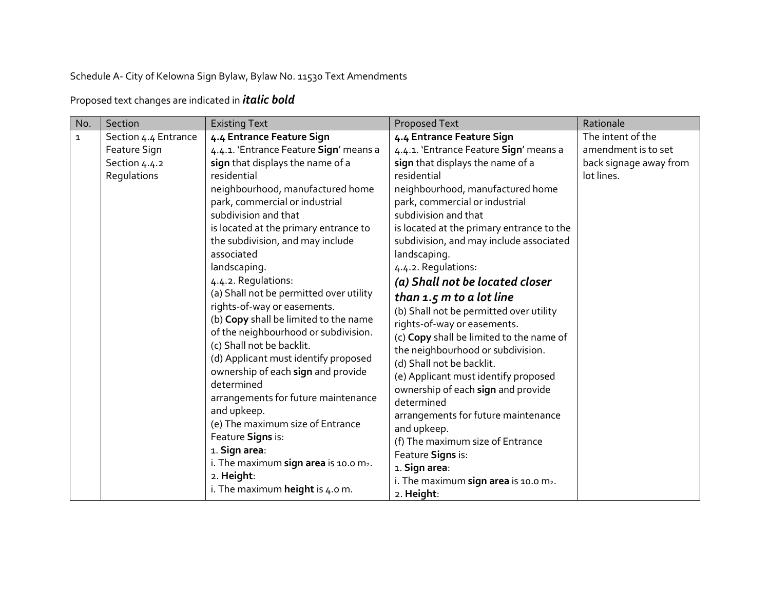Schedule A- City of Kelowna Sign Bylaw, Bylaw No. 11530 Text Amendments

Proposed text changes are indicated in ***italic bold***

| No. | Section | Existing Text | Proposed Text | Rationale |
|---|---|---|---|---|
| 1 | Section 4.4 Entrance Feature Sign Section 4.4.2 Regulations | **4.4 Entrance Feature Sign** 4.4.1. 'Entrance Feature **Sign**' means a **sign** that displays the name of a residential neighbourhood, manufactured home park, commercial or industrial subdivision and that is located at the primary entrance to the subdivision, and may include associated landscaping. 4.4.2. Regulations: (a) Shall not be permitted over utility rights-of-way or easements. (b) **Copy** shall be limited to the name of the neighbourhood or subdivision. (c) Shall not be backlit. (d) Applicant must identify proposed ownership of each **sign** and provide determined arrangements for future maintenance and upkeep. (e) The maximum size of Entrance Feature **Signs** is: 1. **Sign area**: i. The maximum **sign area** is 10.0 $m_2$. 2. **Height**: i. The maximum **height** is 4.0 m. | **4.4 Entrance Feature Sign** 4.4.1. 'Entrance Feature **Sign**' means a **sign** that displays the name of a residential neighbourhood, manufactured home park, commercial or industrial subdivision and that is located at the primary entrance to the subdivision, and may include associated landscaping. 4.4.2. Regulations: ***(a) Shall not be located closer than 1.5 m to a lot line*** (b) Shall not be permitted over utility rights-of-way or easements. (c) **Copy** shall be limited to the name of the neighbourhood or subdivision. (d) Shall not be backlit. (e) Applicant must identify proposed ownership of each **sign** and provide determined arrangements for future maintenance and upkeep. (f) The maximum size of Entrance Feature **Signs** is: 1. **Sign area**: i. The maximum **sign area** is 10.0 $m_2$. 2. **Height**: | The intent of the amendment is to set back signage away from lot lines. |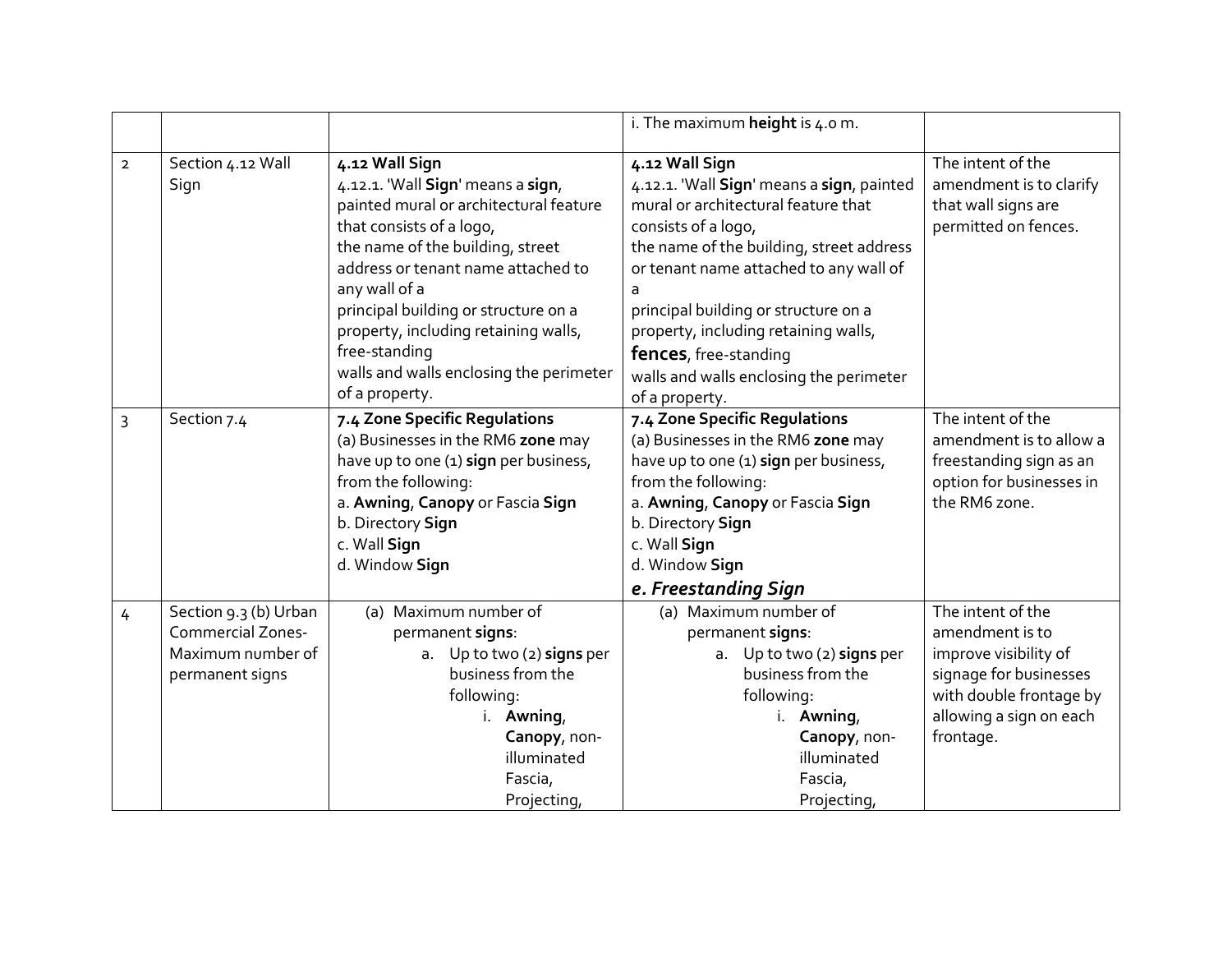| | | | | |
|---|---|---|---|---|
| | | | i. The maximum **height** is 4.0 m. | |
| 2 | Section 4.12 Wall Sign | **4.12 Wall Sign**<br>4.12.1. 'Wall **Sign**' means a **sign**, painted mural or architectural feature that consists of a logo, the name of the building, street address or tenant name attached to any wall of a principal building or structure on a property, including retaining walls, free-standing walls and walls enclosing the perimeter of a property. | **4.12 Wall Sign**<br>4.12.1. 'Wall **Sign**' means a **sign**, painted mural or architectural feature that consists of a logo, the name of the building, street address or tenant name attached to any wall of a principal building or structure on a property, including retaining walls, **fences**, free-standing walls and walls enclosing the perimeter of a property. | The intent of the amendment is to clarify that wall signs are permitted on fences. |
| 3 | Section 7.4 | **7.4 Zone Specific Regulations**<br>(a) Businesses in the RM6 **zone** may have up to one (1) **sign** per business, from the following:<br>a. **Awning**, **Canopy** or Fascia **Sign**<br>b. Directory **Sign**<br>c. Wall **Sign**<br>d. Window **Sign** | **7.4 Zone Specific Regulations**<br>(a) Businesses in the RM6 **zone** may have up to one (1) **sign** per business, from the following:<br>a. **Awning**, **Canopy** or Fascia **Sign**<br>b. Directory **Sign**<br>c. Wall **Sign**<br>d. Window **Sign**<br>***e. Freestanding Sign*** | The intent of the amendment is to allow a freestanding sign as an option for businesses in the RM6 zone. |
| 4 | Section 9.3 (b) Urban Commercial Zones-Maximum number of permanent signs | (a) Maximum number of permanent **signs**:<br>a. Up to two (2) **signs** per business from the following:<br>i. **Awning**, **Canopy**, non-illuminated Fascia, Projecting, | (a) Maximum number of permanent **signs**:<br>a. Up to two (2) **signs** per business from the following:<br>i. **Awning**, **Canopy**, non-illuminated Fascia, Projecting, | The intent of the amendment is to improve visibility of signage for businesses with double frontage by allowing a sign on each frontage. |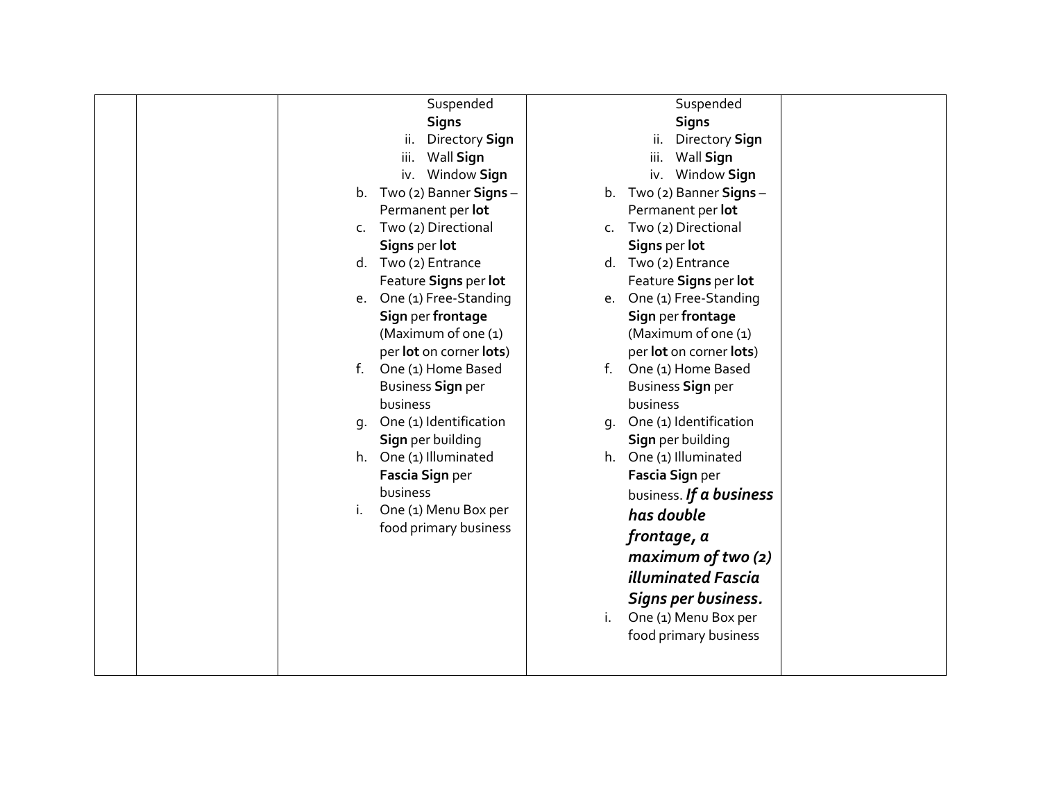| | | | | |
|---|---|---|---|---|
| | | Suspended **Signs**<br>ii. Directory **Sign**<br>iii. Wall **Sign**<br>iv. Window **Sign**<br>b. Two (2) Banner **Signs** – Permanent per **lot**<br>c. Two (2) Directional **Signs** per **lot**<br>d. Two (2) Entrance Feature **Signs** per **lot**<br>e. One (1) Free-Standing **Sign** per **frontage** (Maximum of one (1) per **lot** on corner **lots**)<br>f. One (1) Home Based Business **Sign** per business<br>g. One (1) Identification **Sign** per building<br>h. One (1) Illuminated **Fascia Sign** per business<br>i. One (1) Menu Box per food primary business | Suspended **Signs**<br>ii. Directory **Sign**<br>iii. Wall **Sign**<br>iv. Window **Sign**<br>b. Two (2) Banner **Signs** – Permanent per **lot**<br>c. Two (2) Directional **Signs** per **lot**<br>d. Two (2) Entrance Feature **Signs** per **lot**<br>e. One (1) Free-Standing **Sign** per **frontage** (Maximum of one (1) per **lot** on corner **lots**)<br>f. One (1) Home Based Business **Sign** per business<br>g. One (1) Identification **Sign** per building<br>h. One (1) Illuminated **Fascia Sign** per business. ***If a business has double frontage, a maximum of two (2) illuminated Fascia Signs per business.***<br>i. One (1) Menu Box per food primary business | |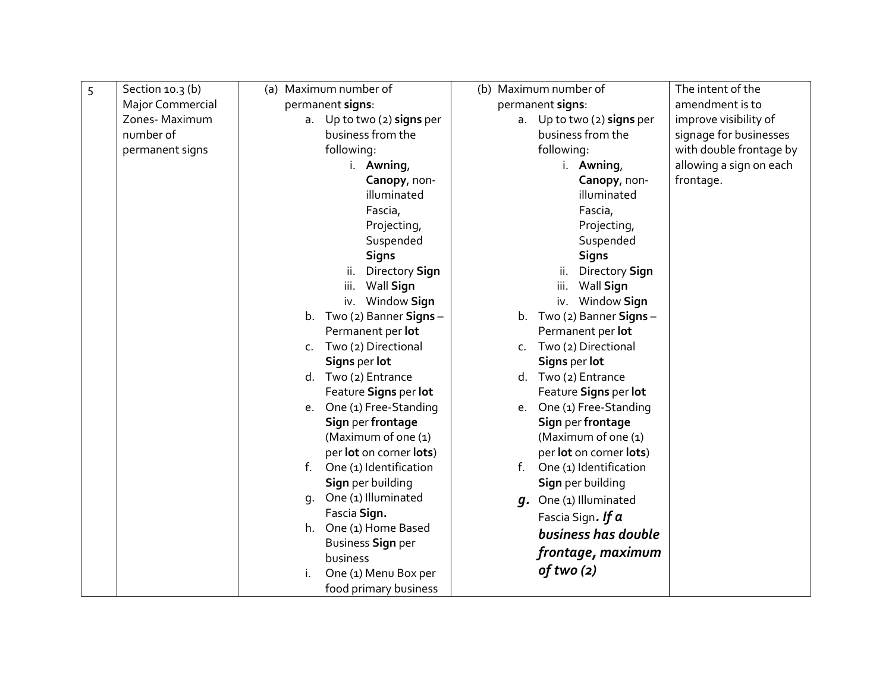| 5 | Section 10.3 (b) Major Commercial Zones- Maximum number of permanent signs | (a) Maximum number of permanent **signs**:<br>a. Up to two (2) **signs** per business from the following:<br>i. **Awning**, **Canopy**, non-illuminated Fascia, Projecting, Suspended **Signs**<br>ii. Directory **Sign**<br>iii. Wall **Sign**<br>iv. Window **Sign**<br>b. Two (2) Banner **Signs** – Permanent per **lot**<br>c. Two (2) Directional **Signs** per **lot**<br>d. Two (2) Entrance Feature **Signs** per **lot**<br>e. One (1) Free-Standing **Sign** per **frontage** (Maximum of one (1) per **lot** on corner **lots**)<br>f. One (1) Identification **Sign** per building<br>g. One (1) Illuminated Fascia **Sign.**<br>h. One (1) Home Based Business **Sign** per business<br>i. One (1) Menu Box per food primary business | (b) Maximum number of permanent **signs**:<br>a. Up to two (2) **signs** per business from the following:<br>i. **Awning**, **Canopy**, non-illuminated Fascia, Projecting, Suspended **Signs**<br>ii. Directory **Sign**<br>iii. Wall **Sign**<br>iv. Window **Sign**<br>b. Two (2) Banner **Signs** – Permanent per **lot**<br>c. Two (2) Directional **Signs** per **lot**<br>d. Two (2) Entrance Feature **Signs** per **lot**<br>e. One (1) Free-Standing **Sign** per **frontage** (Maximum of one (1) per **lot** on corner **lots**)<br>f. One (1) Identification **Sign** per building<br>***g.*** One (1) Illuminated Fascia Sign***. If a business has double frontage, maximum of two (2)*** | The intent of the amendment is to improve visibility of signage for businesses with double frontage by allowing a sign on each frontage. |
|---|---|---|---|---|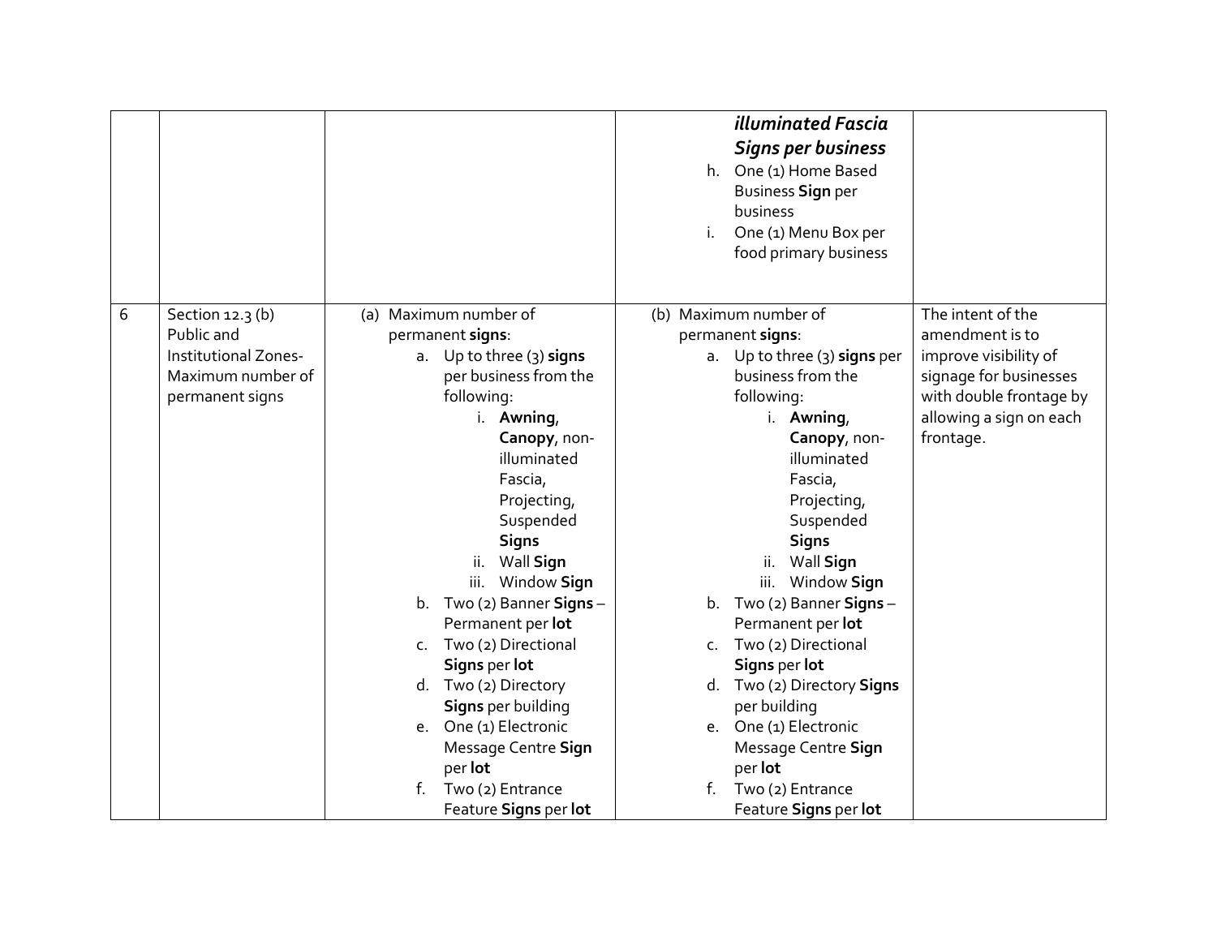| | | | | |
|---|---|---|---|---|
| | | | ***illuminated Fascia Signs per business***<br>h. One (1) Home Based Business **Sign** per business<br>i. One (1) Menu Box per food primary business | |
| 6 | Section 12.3 (b) Public and Institutional Zones- Maximum number of permanent signs | (a) Maximum number of permanent **signs**:<br>a. Up to three (3) **signs** per business from the following:<br>i. **Awning**, **Canopy**, non-illuminated Fascia, Projecting, Suspended **Signs**<br>ii. Wall **Sign**<br>iii. Window **Sign**<br>b. Two (2) Banner **Signs** – Permanent per **lot**<br>c. Two (2) Directional **Signs** per **lot**<br>d. Two (2) Directory **Signs** per building<br>e. One (1) Electronic Message Centre **Sign** per **lot**<br>f. Two (2) Entrance Feature **Signs** per **lot** | (b) Maximum number of permanent **signs**:<br>a. Up to three (3) **signs** per business from the following:<br>i. **Awning**, **Canopy**, non-illuminated Fascia, Projecting, Suspended **Signs**<br>ii. Wall **Sign**<br>iii. Window **Sign**<br>b. Two (2) Banner **Signs** – Permanent per **lot**<br>c. Two (2) Directional **Signs** per **lot**<br>d. Two (2) Directory **Signs** per building<br>e. One (1) Electronic Message Centre **Sign** per **lot**<br>f. Two (2) Entrance Feature **Signs** per **lot** | The intent of the amendment is to improve visibility of signage for businesses with double frontage by allowing a sign on each frontage. |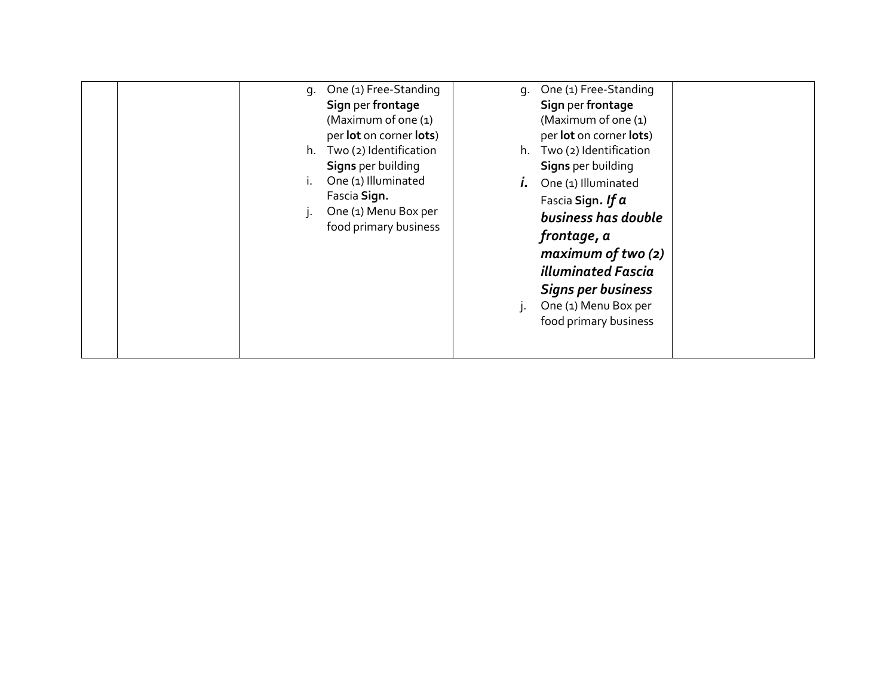| | | | | |
|---|---|---|---|---|
| | | g. One (1) Free-Standing **Sign** per **frontage** (Maximum of one (1) per **lot** on corner **lots**)<br>h. Two (2) Identification **Signs** per building<br>i. One (1) Illuminated Fascia **Sign.**<br>j. One (1) Menu Box per food primary business | g. One (1) Free-Standing **Sign** per **frontage** (Maximum of one (1) per **lot** on corner **lots**)<br>h. Two (2) Identification **Signs** per building<br>***i.*** One (1) Illuminated Fascia **Sign*. If a business has double frontage, a maximum of two (2) illuminated Fascia Signs per business***<br>j. One (1) Menu Box per food primary business | |